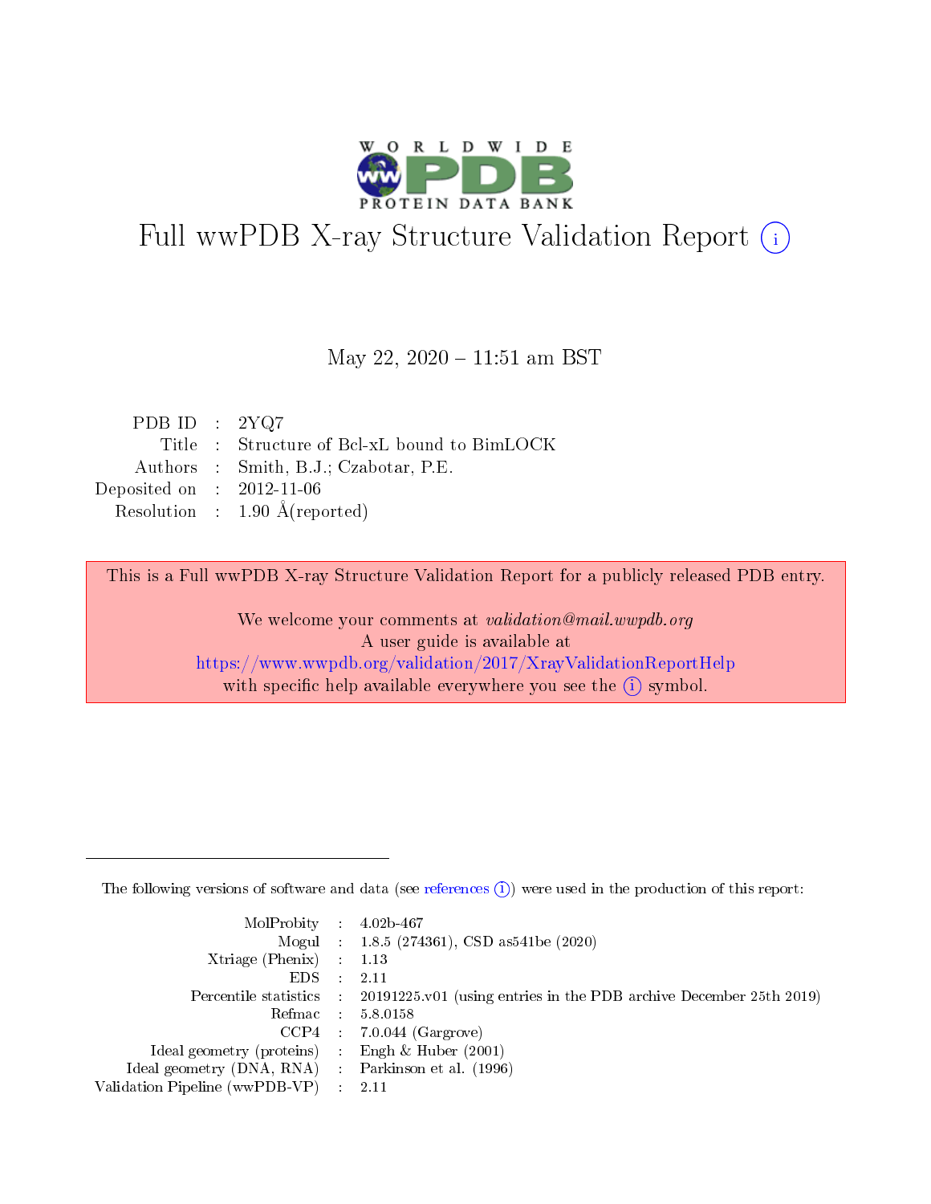# Full wwPDB X-ray Structure Validation Report (i)

May 22, 2020 – 11:51 am BST

| | | |
|---|---|---|
| PDB ID | : | 2YQ7 |
| Title | : | Structure of Bcl-xL bound to BimLOCK |
| Authors | : | Smith, B.J.; Czabotar, P.E. |
| Deposited on | : | 2012-11-06 |
| Resolution | : | 1.90 Å(reported) |

This is a Full wwPDB X-ray Structure Validation Report for a publicly released PDB entry.

We welcome your comments at *validation@mail.wwpdb.org*
A user guide is available at
https://www.wwpdb.org/validation/2017/XrayValidationReportHelp
with specific help available everywhere you see the (i) symbol.

The following versions of software and data (see references (i)) were used in the production of this report:

| | | |
|---|---|---|
| MolProbity | : | 4.02b-467 |
| Mogul | : | 1.8.5 (274361), CSD as541be (2020) |
| Xtriage (Phenix) | : | 1.13 |
| EDS | : | 2.11 |
| Percentile statistics | : | 20191225.v01 (using entries in the PDB archive December 25th 2019) |
| Refmac | : | 5.8.0158 |
| CCP4 | : | 7.0.044 (Gargrove) |
| Ideal geometry (proteins) | : | Engh & Huber (2001) |
| Ideal geometry (DNA, RNA) | : | Parkinson et al. (1996) |
| Validation Pipeline (wwPDB-VP) | : | 2.11 |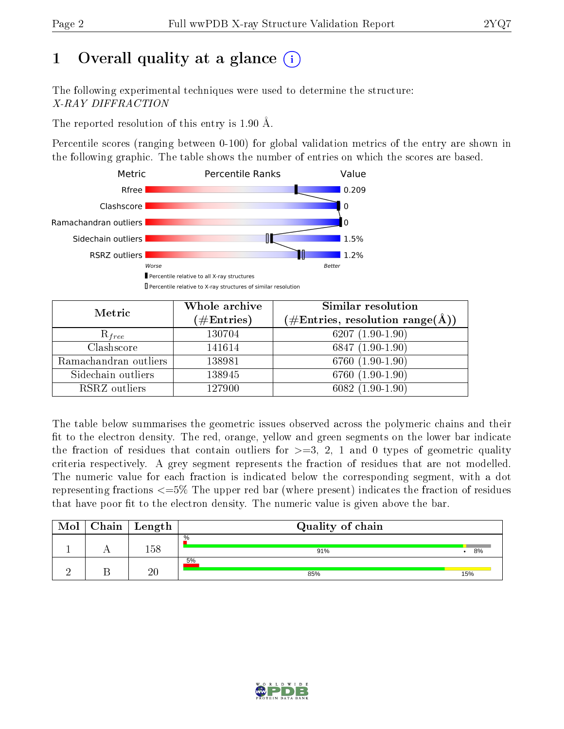# 1 Overall quality at a glance

The following experimental techniques were used to determine the structure:
*X-RAY DIFFRACTION*

The reported resolution of this entry is 1.90 Å.

Percentile scores (ranging between 0-100) for global validation metrics of the entry are shown in the following graphic. The table shows the number of entries on which the scores are based.

| Metric | Value |
|---|---|
| Rfree | 0.209 |
| Clashscore | 0 |
| Ramachandran outliers | 0 |
| Sidechain outliers | 1.5% |
| RSRZ outliers | 1.2% |

Worse — Better

Percentile relative to all X-ray structures

Percentile relative to X-ray structures of similar resolution

| Metric | Whole archive (#Entries) | Similar resolution (#Entries, resolution range(Å)) |
|---|---|---|
| $R_{free}$ | 130704 | 6207 (1.90-1.90) |
| Clashscore | 141614 | 6847 (1.90-1.90) |
| Ramachandran outliers | 138981 | 6760 (1.90-1.90) |
| Sidechain outliers | 138945 | 6760 (1.90-1.90) |
| RSRZ outliers | 127900 | 6082 (1.90-1.90) |

The table below summarises the geometric issues observed across the polymeric chains and their fit to the electron density. The red, orange, yellow and green segments on the lower bar indicate the fraction of residues that contain outliers for >=3, 2, 1 and 0 types of geometric quality criteria respectively. A grey segment represents the fraction of residues that are not modelled. The numeric value for each fraction is indicated below the corresponding segment, with a dot representing fractions <=5% The upper red bar (where present) indicates the fraction of residues that have poor fit to the electron density. The numeric value is given above the bar.

| Mol | Chain | Length | Quality of chain |
|---|---|---|---|
| 1 | A | 158 | % / 91% • 8% |
| 2 | B | 20 | 5% / 85% 15% |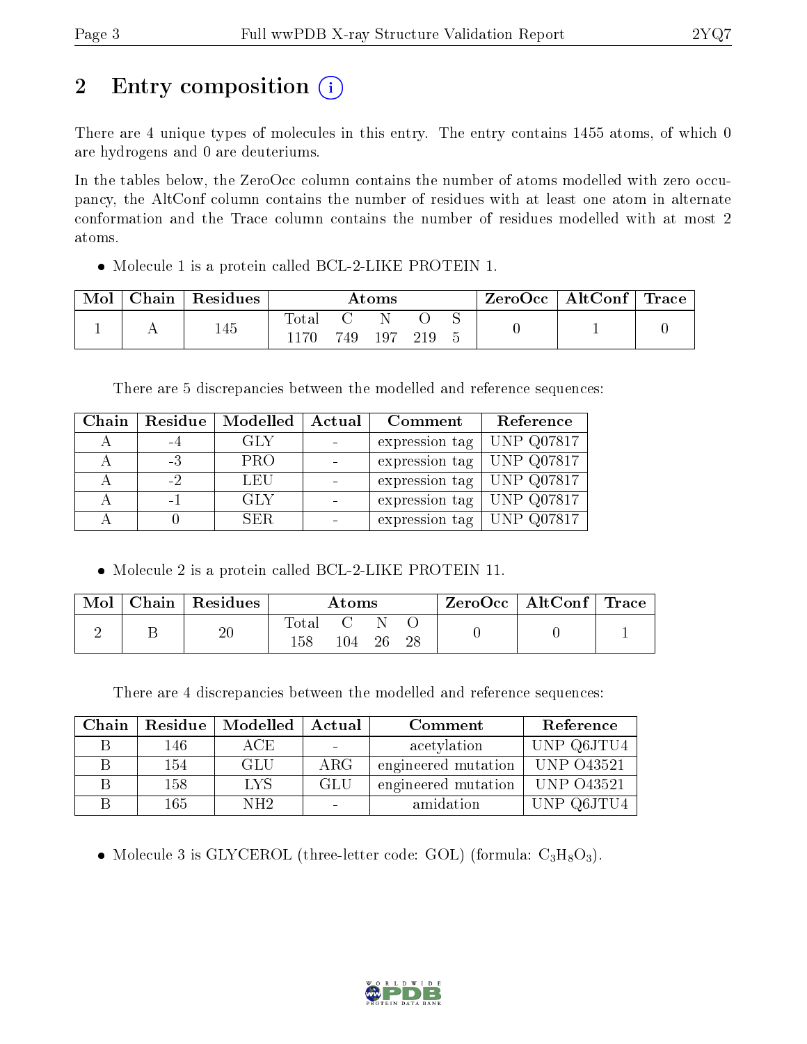## 2 Entry composition

There are 4 unique types of molecules in this entry. The entry contains 1455 atoms, of which 0 are hydrogens and 0 are deuteriums.

In the tables below, the ZeroOcc column contains the number of atoms modelled with zero occupancy, the AltConf column contains the number of residues with at least one atom in alternate conformation and the Trace column contains the number of residues modelled with at most 2 atoms.

- Molecule 1 is a protein called BCL-2-LIKE PROTEIN 1.

| Mol | Chain | Residues | Atoms | | | | | ZeroOcc | AltConf | Trace |
|---|---|---|---|---|---|---|---|---|---|---|
| | | | Total | C | N | O | S | | | |
| 1 | A | 145 | 1170 | 749 | 197 | 219 | 5 | 0 | 1 | 0 |

There are 5 discrepancies between the modelled and reference sequences:

| Chain | Residue | Modelled | Actual | Comment | Reference |
|---|---|---|---|---|---|
| A | -4 | GLY | - | expression tag | UNP Q07817 |
| A | -3 | PRO | - | expression tag | UNP Q07817 |
| A | -2 | LEU | - | expression tag | UNP Q07817 |
| A | -1 | GLY | - | expression tag | UNP Q07817 |
| A | 0 | SER | - | expression tag | UNP Q07817 |

- Molecule 2 is a protein called BCL-2-LIKE PROTEIN 11.

| Mol | Chain | Residues | Atoms | | | | ZeroOcc | AltConf | Trace |
|---|---|---|---|---|---|---|---|---|---|
| | | | Total | C | N | O | | | |
| 2 | B | 20 | 158 | 104 | 26 | 28 | 0 | 0 | 1 |

There are 4 discrepancies between the modelled and reference sequences:

| Chain | Residue | Modelled | Actual | Comment | Reference |
|---|---|---|---|---|---|
| B | 146 | ACE | - | acetylation | UNP Q6JTU4 |
| B | 154 | GLU | ARG | engineered mutation | UNP O43521 |
| B | 158 | LYS | GLU | engineered mutation | UNP O43521 |
| B | 165 | NH2 | - | amidation | UNP Q6JTU4 |

- Molecule 3 is GLYCEROL (three-letter code: GOL) (formula: $C_3H_8O_3$).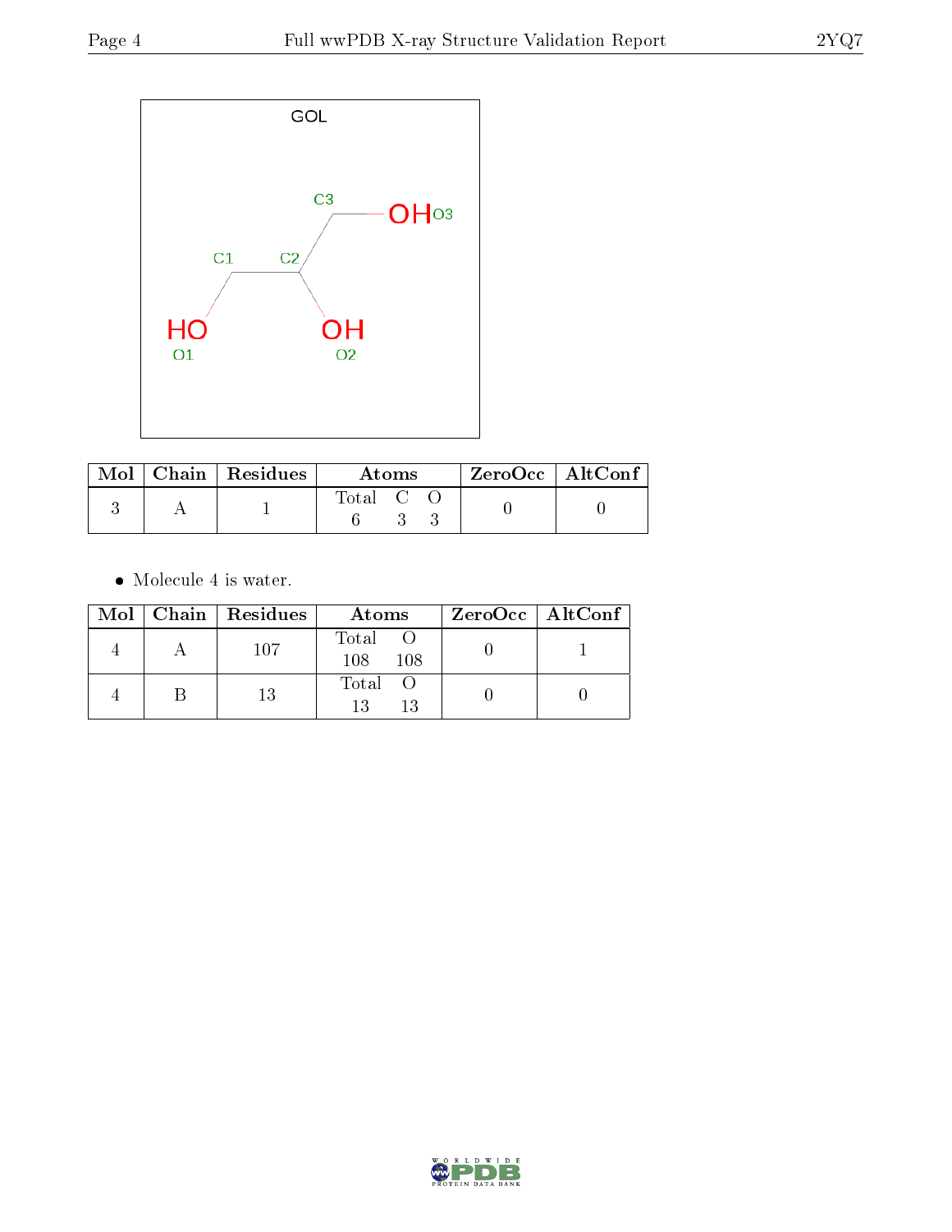| Mol | Chain | Residues | Atoms | | | ZeroOcc | AltConf |
|---|---|---|---|---|---|---|---|
| | | | Total | C | O | | |
| 3 | A | 1 | 6 | 3 | 3 | 0 | 0 |

- Molecule 4 is water.

| Mol | Chain | Residues | Atoms | | ZeroOcc | AltConf |
|---|---|---|---|---|---|---|
| | | | Total | O | | |
| 4 | A | 107 | 108 | 108 | 0 | 1 |
| 4 | B | 13 | 13 | 13 | 0 | 0 |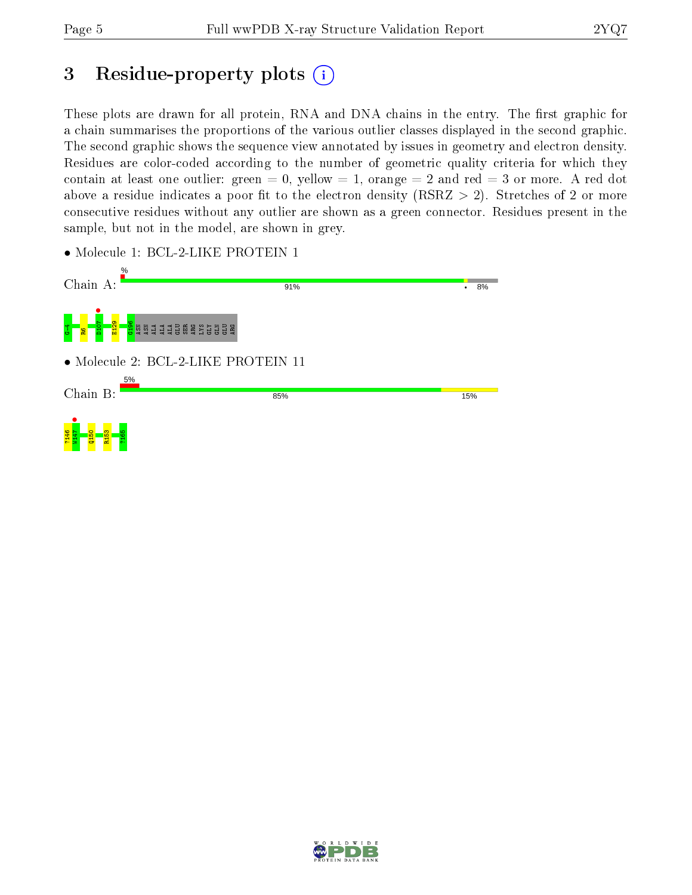# 3 Residue-property plots

These plots are drawn for all protein, RNA and DNA chains in the entry. The first graphic for a chain summarises the proportions of the various outlier classes displayed in the second graphic. The second graphic shows the sequence view annotated by issues in geometry and electron density. Residues are color-coded according to the number of geometric quality criteria for which they contain at least one outlier: green = 0, yellow = 1, orange = 2 and red = 3 or more. A red dot above a residue indicates a poor fit to the electron density (RSRZ > 2). Stretches of 2 or more consecutive residues without any outlier are shown as a green connector. Residues present in the sample, but not in the model, are shown in grey.

- Molecule 1: BCL-2-LIKE PROTEIN 1

Chain A: % | 91% | • | 8%

G-4 R6 D107 E129 G196 ASN ASN ALA ALA ALA GLU SER ARG LYS GLY GLN GLU ARG

- Molecule 2: BCL-2-LIKE PROTEIN 11

Chain B: 5% | 85% | 15%

?146 W147 Q150 R153 ?165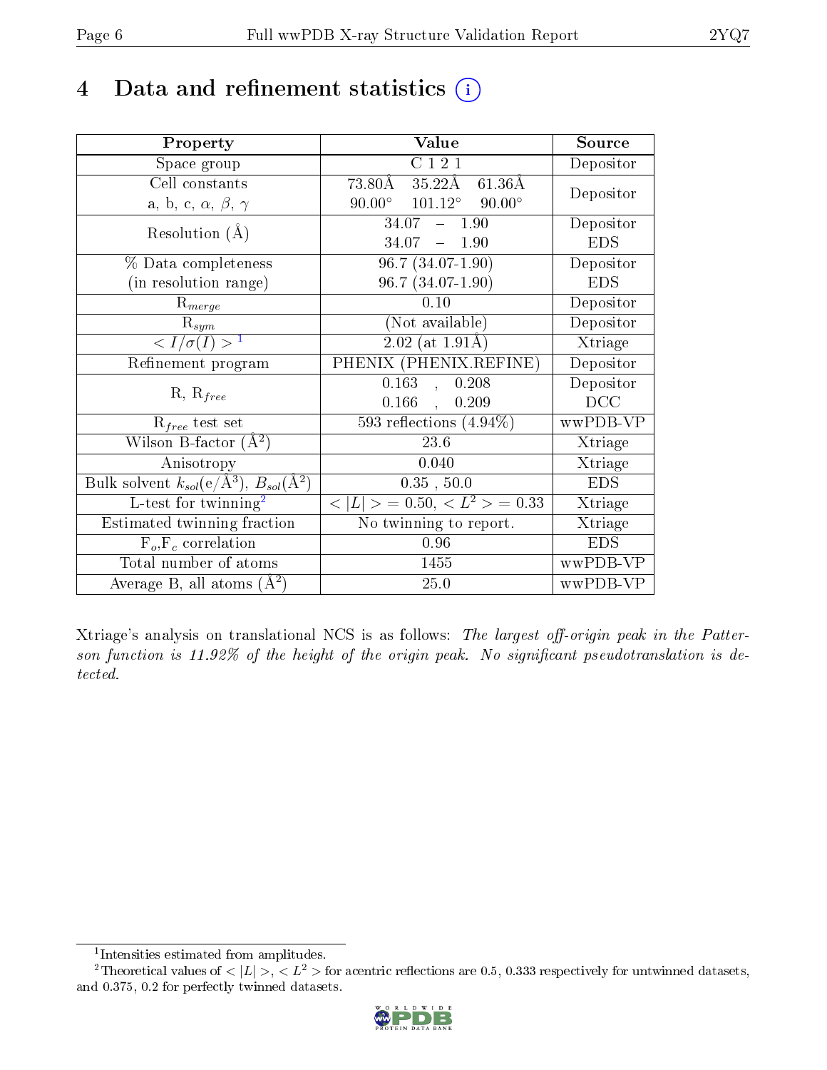# 4 Data and refinement statistics ⓘ

| Property | Value | Source |
|---|---|---|
| Space group | C 1 2 1 | Depositor |
| Cell constants<br>a, b, c, $\alpha$, $\beta$, $\gamma$ | 73.80Å 35.22Å 61.36Å<br>90.00° 101.12° 90.00° | Depositor |
| Resolution (Å) | 34.07 – 1.90<br>34.07 – 1.90 | Depositor<br>EDS |
| % Data completeness<br>(in resolution range) | 96.7 (34.07-1.90)<br>96.7 (34.07-1.90) | Depositor<br>EDS |
| $R_{merge}$ | 0.10 | Depositor |
| $R_{sym}$ | (Not available) | Depositor |
| $< I/\sigma(I) >$ [1] | 2.02 (at 1.91Å) | Xtriage |
| Refinement program | PHENIX (PHENIX.REFINE) | Depositor |
| R, $R_{free}$ | 0.163 , 0.208<br>0.166 , 0.209 | Depositor<br>DCC |
| $R_{free}$ test set | 593 reflections (4.94%) | wwPDB-VP |
| Wilson B-factor (Å$^2$) | 23.6 | Xtriage |
| Anisotropy | 0.040 | Xtriage |
| Bulk solvent $k_{sol}$(e/Å$^3$), $B_{sol}$(Å$^2$) | 0.35 , 50.0 | EDS |
| L-test for twinning[2] | $< \|L\| >$ = 0.50, $< L^2 >$ = 0.33 | Xtriage |
| Estimated twinning fraction | No twinning to report. | Xtriage |
| $F_o$,$F_c$ correlation | 0.96 | EDS |
| Total number of atoms | 1455 | wwPDB-VP |
| Average B, all atoms (Å$^2$) | 25.0 | wwPDB-VP |

Xtriage's analysis on translational NCS is as follows: *The largest off-origin peak in the Patterson function is 11.92% of the height of the origin peak. No significant pseudotranslation is detected.*

[1] Intensities estimated from amplitudes.

[2] Theoretical values of $< |L| >$, $< L^2 >$ for acentric reflections are 0.5, 0.333 respectively for untwinned datasets, and 0.375, 0.2 for perfectly twinned datasets.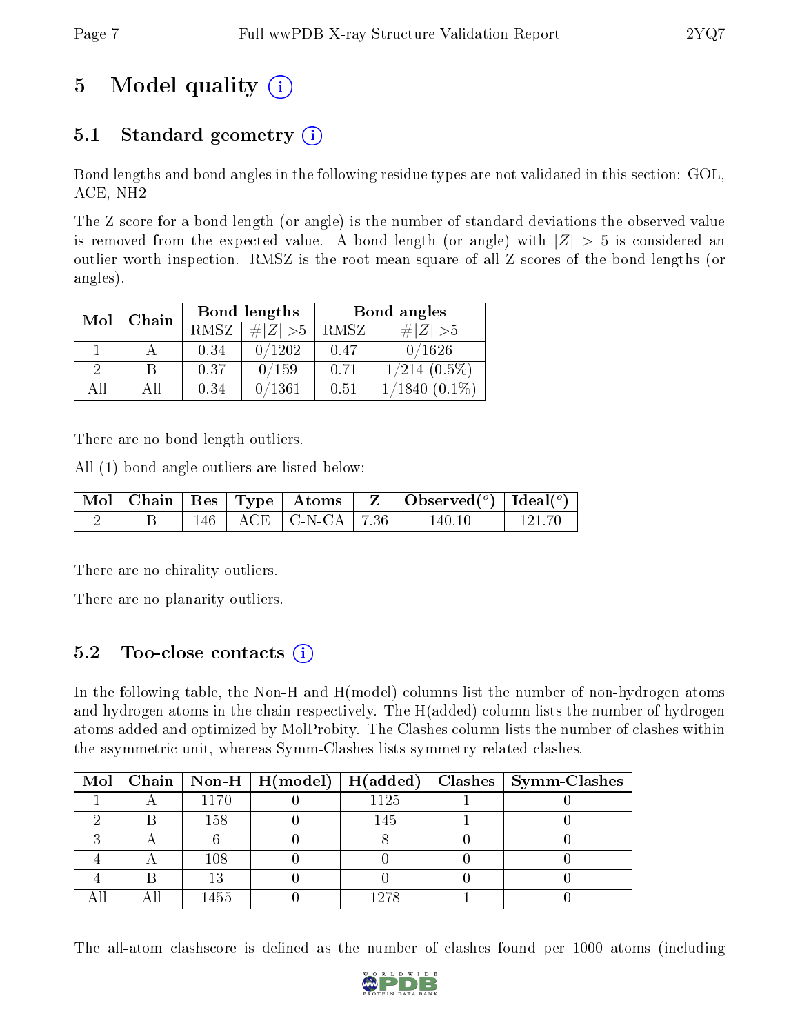# 5 Model quality

## 5.1 Standard geometry

Bond lengths and bond angles in the following residue types are not validated in this section: GOL, ACE, NH2

The Z score for a bond length (or angle) is the number of standard deviations the observed value is removed from the expected value. A bond length (or angle) with $|Z| > 5$ is considered an outlier worth inspection. RMSZ is the root-mean-square of all Z scores of the bond lengths (or angles).

| Mol | Chain | Bond lengths | | Bond angles | |
|---|---|---|---|---|---|
| | | RMSZ | $\#\|Z\| > 5$ | RMSZ | $\#\|Z\| > 5$ |
| 1 | A | 0.34 | 0/1202 | 0.47 | 0/1626 |
| 2 | B | 0.37 | 0/159 | 0.71 | 1/214 (0.5%) |
| All | All | 0.34 | 0/1361 | 0.51 | 1/1840 (0.1%) |

There are no bond length outliers.

All (1) bond angle outliers are listed below:

| Mol | Chain | Res | Type | Atoms | Z | Observed($^o$) | Ideal($^o$) |
|---|---|---|---|---|---|---|---|
| 2 | B | 146 | ACE | C-N-CA | 7.36 | 140.10 | 121.70 |

There are no chirality outliers.

There are no planarity outliers.

## 5.2 Too-close contacts

In the following table, the Non-H and H(model) columns list the number of non-hydrogen atoms and hydrogen atoms in the chain respectively. The H(added) column lists the number of hydrogen atoms added and optimized by MolProbity. The Clashes column lists the number of clashes within the asymmetric unit, whereas Symm-Clashes lists symmetry related clashes.

| Mol | Chain | Non-H | H(model) | H(added) | Clashes | Symm-Clashes |
|---|---|---|---|---|---|---|
| 1 | A | 1170 | 0 | 1125 | 1 | 0 |
| 2 | B | 158 | 0 | 145 | 1 | 0 |
| 3 | A | 6 | 0 | 8 | 0 | 0 |
| 4 | A | 108 | 0 | 0 | 0 | 0 |
| 4 | B | 13 | 0 | 0 | 0 | 0 |
| All | All | 1455 | 0 | 1278 | 1 | 0 |

The all-atom clashscore is defined as the number of clashes found per 1000 atoms (including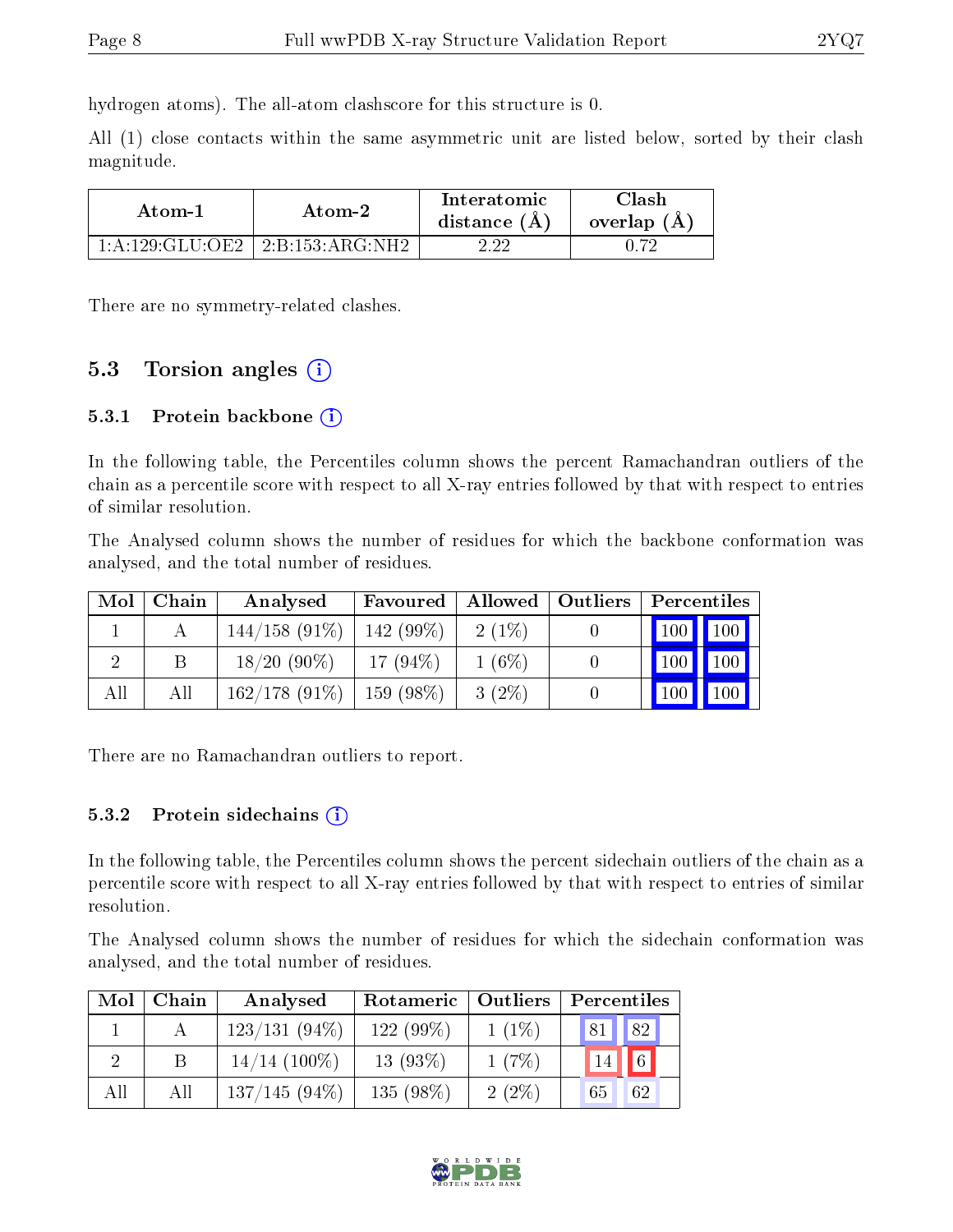hydrogen atoms). The all-atom clashscore for this structure is 0.

All (1) close contacts within the same asymmetric unit are listed below, sorted by their clash magnitude.

| Atom-1 | Atom-2 | Interatomic distance (Å) | Clash overlap (Å) |
|---|---|---|---|
| 1:A:129:GLU:OE2 | 2:B:153:ARG:NH2 | 2.22 | 0.72 |

There are no symmetry-related clashes.

## 5.3 Torsion angles

### 5.3.1 Protein backbone

In the following table, the Percentiles column shows the percent Ramachandran outliers of the chain as a percentile score with respect to all X-ray entries followed by that with respect to entries of similar resolution.

The Analysed column shows the number of residues for which the backbone conformation was analysed, and the total number of residues.

| Mol | Chain | Analysed | Favoured | Allowed | Outliers | Percentiles | |
|---|---|---|---|---|---|---|---|
| 1 | A | 144/158 (91%) | 142 (99%) | 2 (1%) | 0 | 100 | 100 |
| 2 | B | 18/20 (90%) | 17 (94%) | 1 (6%) | 0 | 100 | 100 |
| All | All | 162/178 (91%) | 159 (98%) | 3 (2%) | 0 | 100 | 100 |

There are no Ramachandran outliers to report.

### 5.3.2 Protein sidechains

In the following table, the Percentiles column shows the percent sidechain outliers of the chain as a percentile score with respect to all X-ray entries followed by that with respect to entries of similar resolution.

The Analysed column shows the number of residues for which the sidechain conformation was analysed, and the total number of residues.

| Mol | Chain | Analysed | Rotameric | Outliers | Percentiles | |
|---|---|---|---|---|---|---|
| 1 | A | 123/131 (94%) | 122 (99%) | 1 (1%) | 81 | 82 |
| 2 | B | 14/14 (100%) | 13 (93%) | 1 (7%) | 14 | 6 |
| All | All | 137/145 (94%) | 135 (98%) | 2 (2%) | 65 | 62 |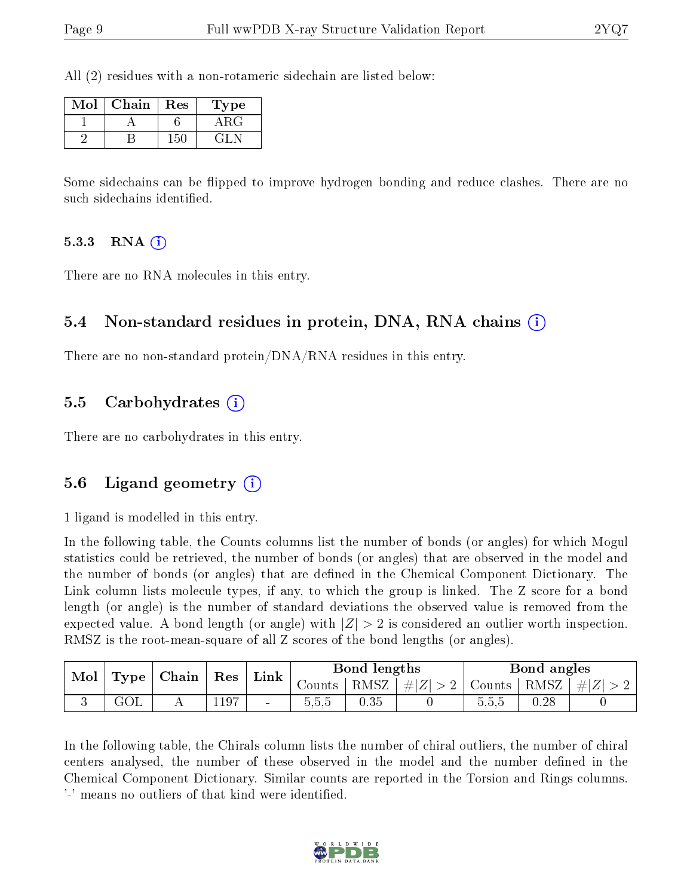All (2) residues with a non-rotameric sidechain are listed below:

| Mol | Chain | Res | Type |
|---|---|---|---|
| 1 | A | 6 | ARG |
| 2 | B | 150 | GLN |

Some sidechains can be flipped to improve hydrogen bonding and reduce clashes. There are no such sidechains identified.

#### 5.3.3 RNA (i)

There are no RNA molecules in this entry.

### 5.4 Non-standard residues in protein, DNA, RNA chains (i)

There are no non-standard protein/DNA/RNA residues in this entry.

### 5.5 Carbohydrates (i)

There are no carbohydrates in this entry.

### 5.6 Ligand geometry (i)

1 ligand is modelled in this entry.

In the following table, the Counts columns list the number of bonds (or angles) for which Mogul statistics could be retrieved, the number of bonds (or angles) that are observed in the model and the number of bonds (or angles) that are defined in the Chemical Component Dictionary. The Link column lists molecule types, if any, to which the group is linked. The Z score for a bond length (or angle) is the number of standard deviations the observed value is removed from the expected value. A bond length (or angle) with $|Z| > 2$ is considered an outlier worth inspection. RMSZ is the root-mean-square of all Z scores of the bond lengths (or angles).

| Mol | Type | Chain | Res | Link | Bond lengths | | | Bond angles | | |
|---|---|---|---|---|---|---|---|---|---|---|
| | | | | | Counts | RMSZ | $\#\|Z\| > 2$ | Counts | RMSZ | $\#\|Z\| > 2$ |
| 3 | GOL | A | 1197 | - | 5,5,5 | 0.35 | 0 | 5,5,5 | 0.28 | 0 |

In the following table, the Chirals column lists the number of chiral outliers, the number of chiral centers analysed, the number of these observed in the model and the number defined in the Chemical Component Dictionary. Similar counts are reported in the Torsion and Rings columns. '-' means no outliers of that kind were identified.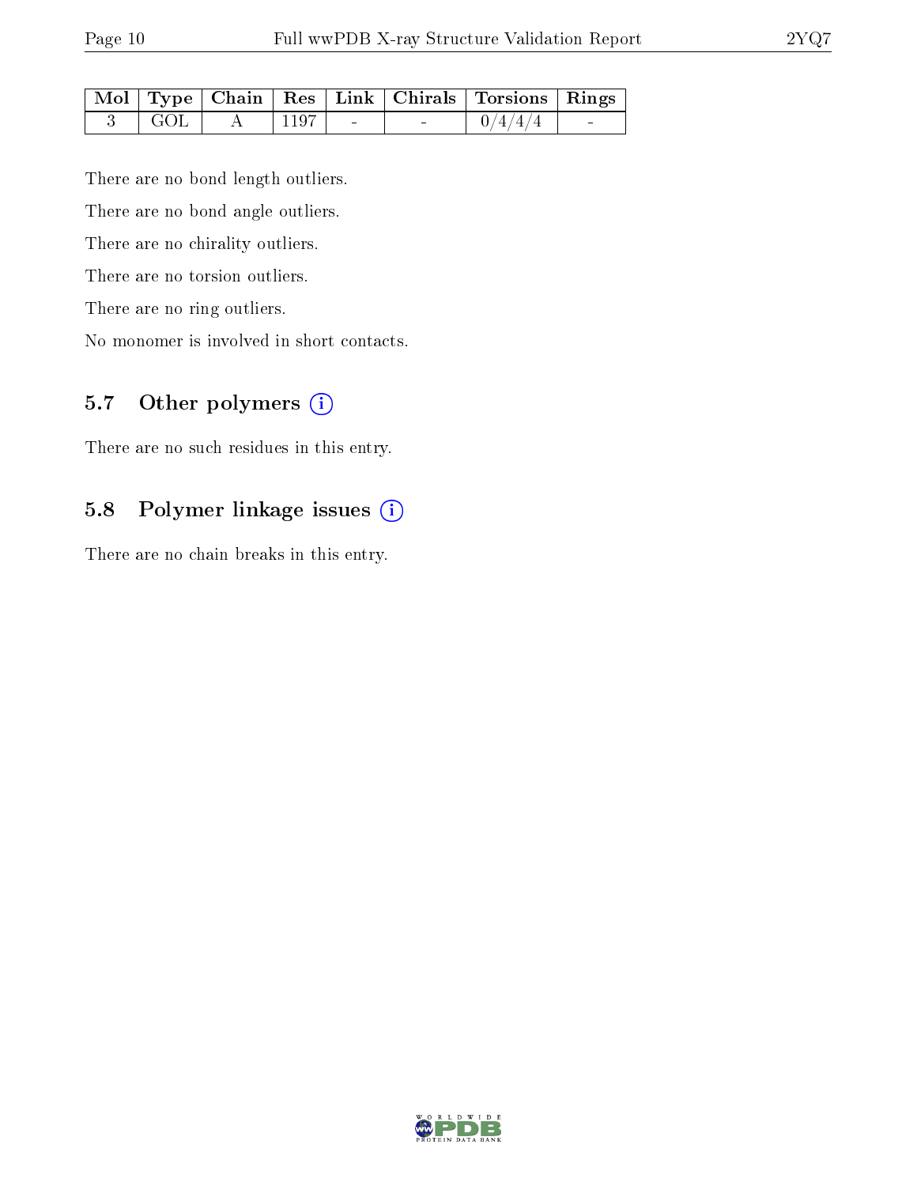| Mol | Type | Chain | Res | Link | Chirals | Torsions | Rings |
|---|---|---|---|---|---|---|---|
| 3 | GOL | A | 1197 | - | - | 0/4/4/4 | - |

There are no bond length outliers.

There are no bond angle outliers.

There are no chirality outliers.

There are no torsion outliers.

There are no ring outliers.

No monomer is involved in short contacts.

## 5.7 Other polymers (i)

There are no such residues in this entry.

## 5.8 Polymer linkage issues (i)

There are no chain breaks in this entry.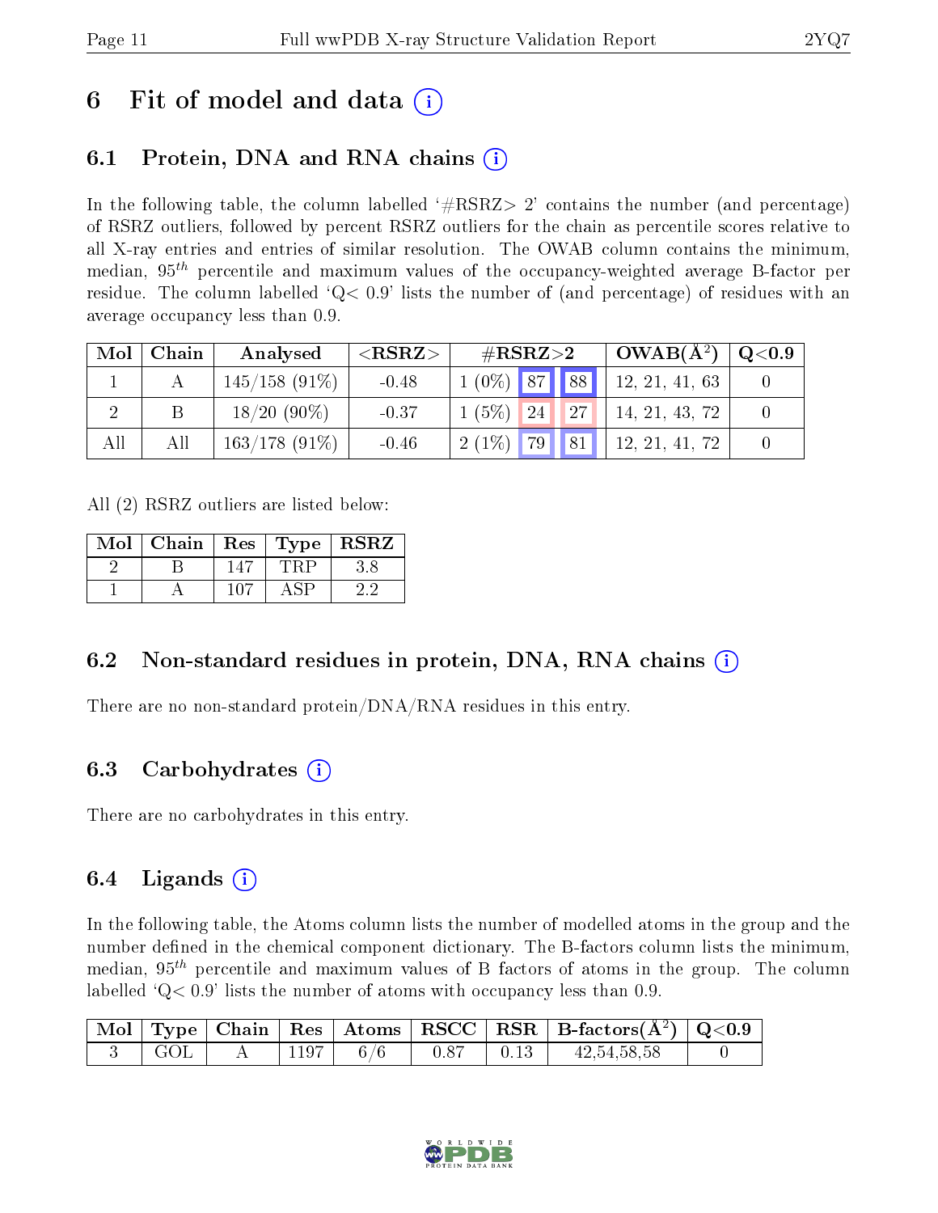# 6 Fit of model and data ⓘ

## 6.1 Protein, DNA and RNA chains ⓘ

In the following table, the column labelled '#RSRZ> 2' contains the number (and percentage) of RSRZ outliers, followed by percent RSRZ outliers for the chain as percentile scores relative to all X-ray entries and entries of similar resolution. The OWAB column contains the minimum, median, $95^{th}$ percentile and maximum values of the occupancy-weighted average B-factor per residue. The column labelled 'Q< 0.9' lists the number of (and percentage) of residues with an average occupancy less than 0.9.

| Mol | Chain | Analysed | <RSRZ> | #RSRZ>2 | | | OWAB(Å$^2$) | Q<0.9 |
|---|---|---|---|---|---|---|---|---|
| 1 | A | 145/158 (91%) | -0.48 | 1 (0%) | 87 | 88 | 12, 21, 41, 63 | 0 |
| 2 | B | 18/20 (90%) | -0.37 | 1 (5%) | 24 | 27 | 14, 21, 43, 72 | 0 |
| All | All | 163/178 (91%) | -0.46 | 2 (1%) | 79 | 81 | 12, 21, 41, 72 | 0 |

All (2) RSRZ outliers are listed below:

| Mol | Chain | Res | Type | RSRZ |
|---|---|---|---|---|
| 2 | B | 147 | TRP | 3.8 |
| 1 | A | 107 | ASP | 2.2 |

## 6.2 Non-standard residues in protein, DNA, RNA chains ⓘ

There are no non-standard protein/DNA/RNA residues in this entry.

## 6.3 Carbohydrates ⓘ

There are no carbohydrates in this entry.

## 6.4 Ligands ⓘ

In the following table, the Atoms column lists the number of modelled atoms in the group and the number defined in the chemical component dictionary. The B-factors column lists the minimum, median, $95^{th}$ percentile and maximum values of B factors of atoms in the group. The column labelled 'Q< 0.9' lists the number of atoms with occupancy less than 0.9.

| Mol | Type | Chain | Res | Atoms | RSCC | RSR | B-factors(Å$^2$) | Q<0.9 |
|---|---|---|---|---|---|---|---|---|
| 3 | GOL | A | 1197 | 6/6 | 0.87 | 0.13 | 42,54,58,58 | 0 |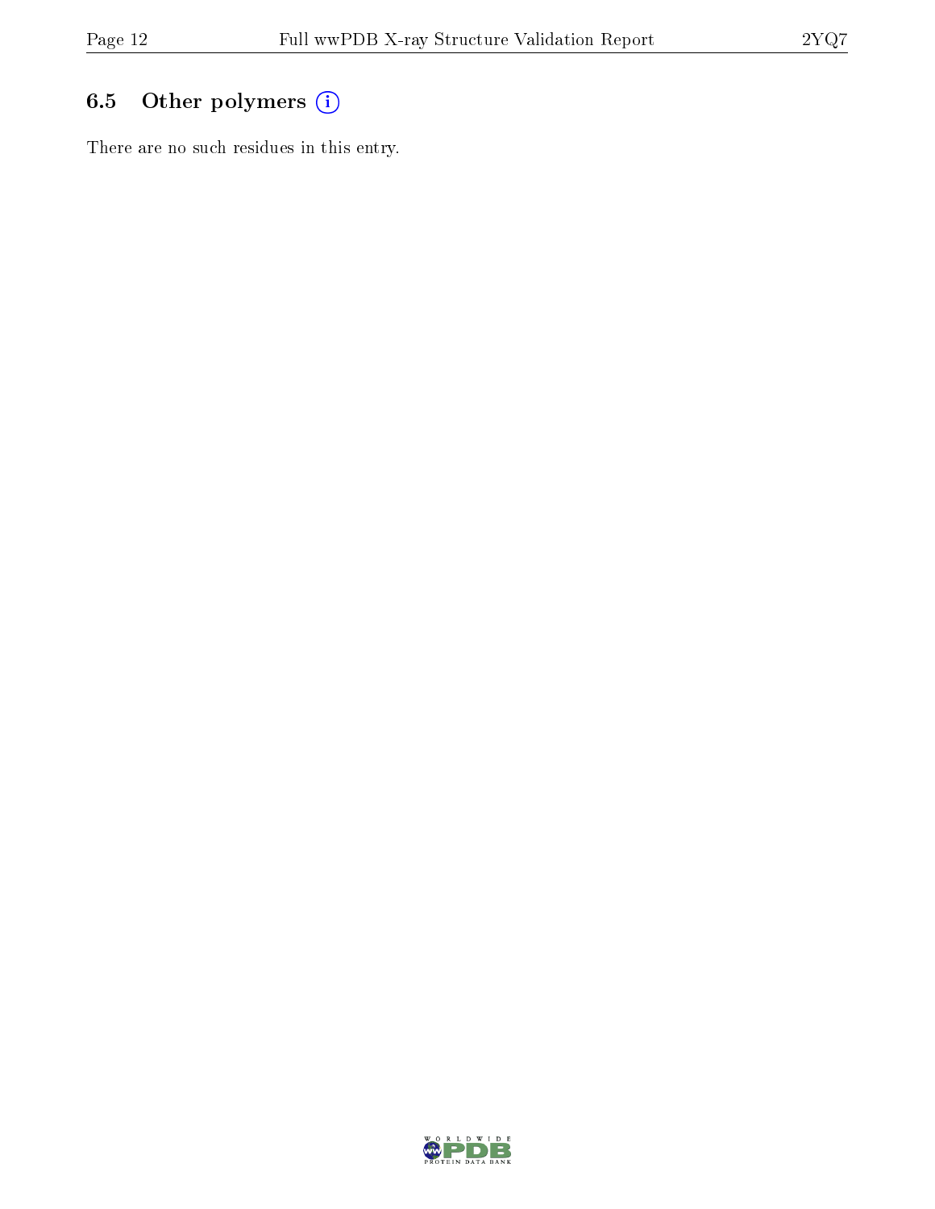### 6.5 Other polymers

There are no such residues in this entry.